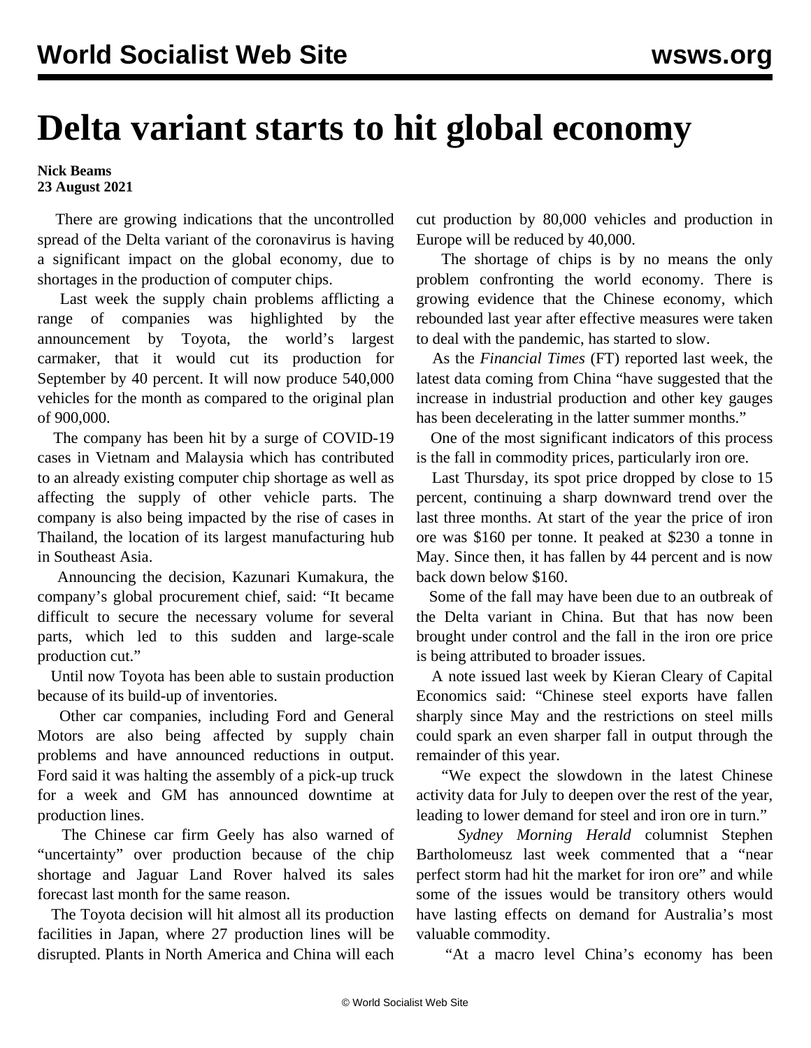# Delta variant starts to hit global economy

**Nick Beams**
**23 August 2021**

There are growing indications that the uncontrolled spread of the Delta variant of the coronavirus is having a significant impact on the global economy, due to shortages in the production of computer chips.

Last week the supply chain problems afflicting a range of companies was highlighted by the announcement by Toyota, the world's largest carmaker, that it would cut its production for September by 40 percent. It will now produce 540,000 vehicles for the month as compared to the original plan of 900,000.

The company has been hit by a surge of COVID-19 cases in Vietnam and Malaysia which has contributed to an already existing computer chip shortage as well as affecting the supply of other vehicle parts. The company is also being impacted by the rise of cases in Thailand, the location of its largest manufacturing hub in Southeast Asia.

Announcing the decision, Kazunari Kumakura, the company's global procurement chief, said: "It became difficult to secure the necessary volume for several parts, which led to this sudden and large-scale production cut."

Until now Toyota has been able to sustain production because of its build-up of inventories.

Other car companies, including Ford and General Motors are also being affected by supply chain problems and have announced reductions in output. Ford said it was halting the assembly of a pick-up truck for a week and GM has announced downtime at production lines.

The Chinese car firm Geely has also warned of "uncertainty" over production because of the chip shortage and Jaguar Land Rover halved its sales forecast last month for the same reason.

The Toyota decision will hit almost all its production facilities in Japan, where 27 production lines will be disrupted. Plants in North America and China will each cut production by 80,000 vehicles and production in Europe will be reduced by 40,000.

The shortage of chips is by no means the only problem confronting the world economy. There is growing evidence that the Chinese economy, which rebounded last year after effective measures were taken to deal with the pandemic, has started to slow.

As the *Financial Times* (FT) reported last week, the latest data coming from China "have suggested that the increase in industrial production and other key gauges has been decelerating in the latter summer months."

One of the most significant indicators of this process is the fall in commodity prices, particularly iron ore.

Last Thursday, its spot price dropped by close to 15 percent, continuing a sharp downward trend over the last three months. At start of the year the price of iron ore was $160 per tonne. It peaked at $230 a tonne in May. Since then, it has fallen by 44 percent and is now back down below $160.

Some of the fall may have been due to an outbreak of the Delta variant in China. But that has now been brought under control and the fall in the iron ore price is being attributed to broader issues.

A note issued last week by Kieran Cleary of Capital Economics said: "Chinese steel exports have fallen sharply since May and the restrictions on steel mills could spark an even sharper fall in output through the remainder of this year.

"We expect the slowdown in the latest Chinese activity data for July to deepen over the rest of the year, leading to lower demand for steel and iron ore in turn."

*Sydney Morning Herald* columnist Stephen Bartholomeusz last week commented that a "near perfect storm had hit the market for iron ore" and while some of the issues would be transitory others would have lasting effects on demand for Australia's most valuable commodity.

"At a macro level China's economy has been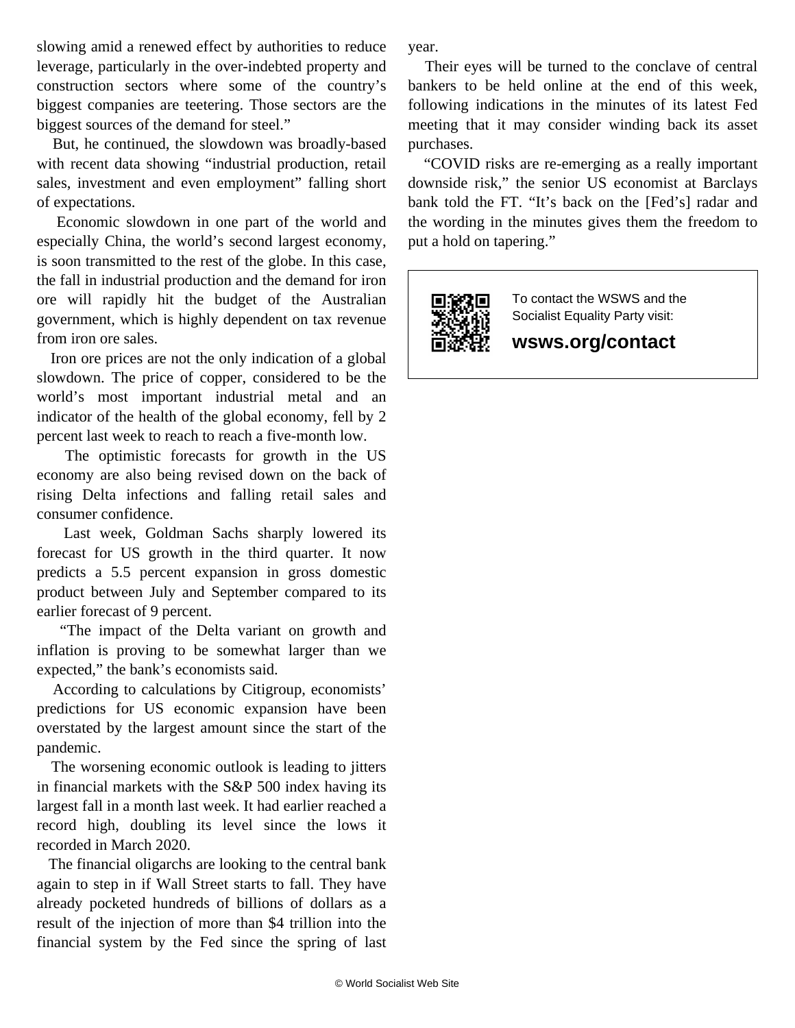slowing amid a renewed effect by authorities to reduce leverage, particularly in the over-indebted property and construction sectors where some of the country's biggest companies are teetering. Those sectors are the biggest sources of the demand for steel."

But, he continued, the slowdown was broadly-based with recent data showing "industrial production, retail sales, investment and even employment" falling short of expectations.

Economic slowdown in one part of the world and especially China, the world's second largest economy, is soon transmitted to the rest of the globe. In this case, the fall in industrial production and the demand for iron ore will rapidly hit the budget of the Australian government, which is highly dependent on tax revenue from iron ore sales.

Iron ore prices are not the only indication of a global slowdown. The price of copper, considered to be the world's most important industrial metal and an indicator of the health of the global economy, fell by 2 percent last week to reach to reach a five-month low.

The optimistic forecasts for growth in the US economy are also being revised down on the back of rising Delta infections and falling retail sales and consumer confidence.

Last week, Goldman Sachs sharply lowered its forecast for US growth in the third quarter. It now predicts a 5.5 percent expansion in gross domestic product between July and September compared to its earlier forecast of 9 percent.

"The impact of the Delta variant on growth and inflation is proving to be somewhat larger than we expected," the bank's economists said.

According to calculations by Citigroup, economists' predictions for US economic expansion have been overstated by the largest amount since the start of the pandemic.

The worsening economic outlook is leading to jitters in financial markets with the S&P 500 index having its largest fall in a month last week. It had earlier reached a record high, doubling its level since the lows it recorded in March 2020.

The financial oligarchs are looking to the central bank again to step in if Wall Street starts to fall. They have already pocketed hundreds of billions of dollars as a result of the injection of more than $4 trillion into the financial system by the Fed since the spring of last year.

Their eyes will be turned to the conclave of central bankers to be held online at the end of this week, following indications in the minutes of its latest Fed meeting that it may consider winding back its asset purchases.

"COVID risks are re-emerging as a really important downside risk," the senior US economist at Barclays bank told the FT. "It's back on the [Fed's] radar and the wording in the minutes gives them the freedom to put a hold on tapering."

To contact the WSWS and the Socialist Equality Party visit:

**wsws.org/contact**